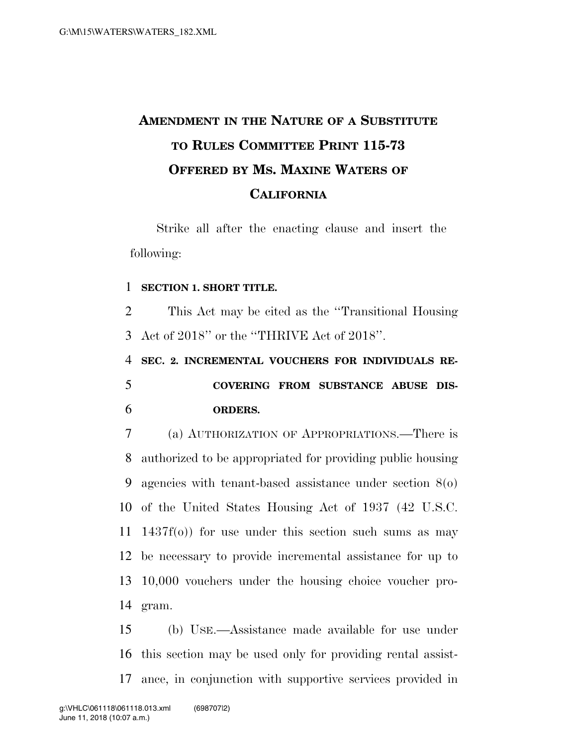# Amendment in the Nature of a Substitute to Rules Committee Print 115-73 Offered by Ms. Maxine Waters of California

Strike all after the enacting clause and insert the following:

**SECTION 1. SHORT TITLE.**

This Act may be cited as the "Transitional Housing Act of 2018" or the "THRIVE Act of 2018".

**SEC. 2. INCREMENTAL VOUCHERS FOR INDIVIDUALS RECOVERING FROM SUBSTANCE ABUSE DISORDERS.**

(a) Authorization of Appropriations.—There is authorized to be appropriated for providing public housing agencies with tenant-based assistance under section 8(o) of the United States Housing Act of 1937 (42 U.S.C. 1437f(o)) for use under this section such sums as may be necessary to provide incremental assistance for up to 10,000 vouchers under the housing choice voucher program.

(b) Use.—Assistance made available for use under this section may be used only for providing rental assistance, in conjunction with supportive services provided in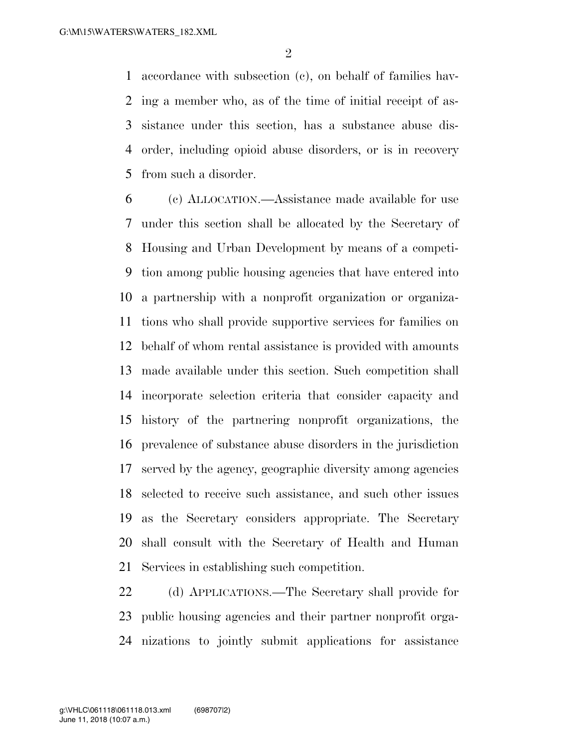accordance with subsection (c), on behalf of families having a member who, as of the time of initial receipt of assistance under this section, has a substance abuse disorder, including opioid abuse disorders, or is in recovery from such a disorder.

(c) ALLOCATION.—Assistance made available for use under this section shall be allocated by the Secretary of Housing and Urban Development by means of a competition among public housing agencies that have entered into a partnership with a nonprofit organization or organizations who shall provide supportive services for families on behalf of whom rental assistance is provided with amounts made available under this section. Such competition shall incorporate selection criteria that consider capacity and history of the partnering nonprofit organizations, the prevalence of substance abuse disorders in the jurisdiction served by the agency, geographic diversity among agencies selected to receive such assistance, and such other issues as the Secretary considers appropriate. The Secretary shall consult with the Secretary of Health and Human Services in establishing such competition.

(d) APPLICATIONS.—The Secretary shall provide for public housing agencies and their partner nonprofit organizations to jointly submit applications for assistance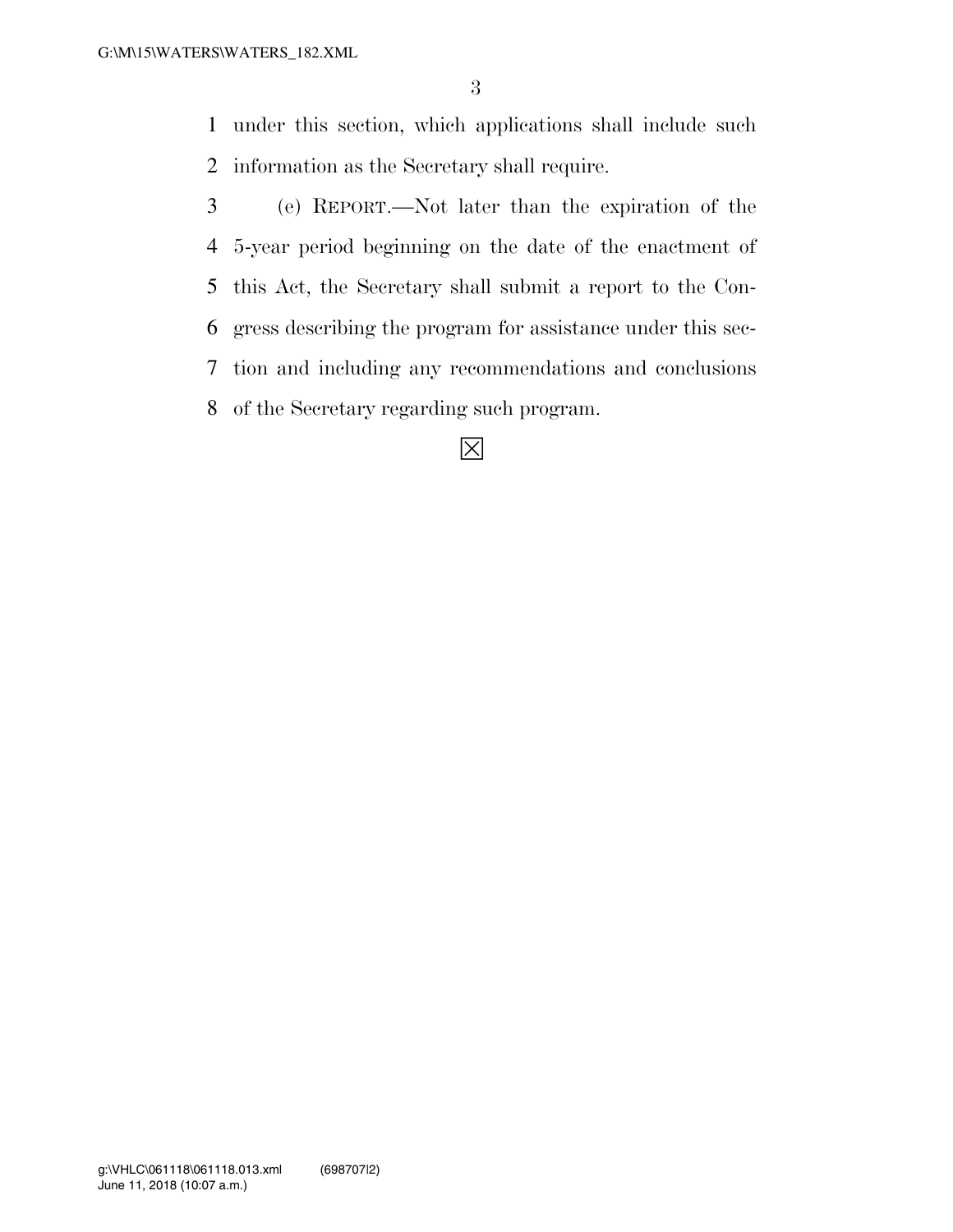under this section, which applications shall include such information as the Secretary shall require.

(e) REPORT.—Not later than the expiration of the 5-year period beginning on the date of the enactment of this Act, the Secretary shall submit a report to the Congress describing the program for assistance under this section and including any recommendations and conclusions of the Secretary regarding such program.